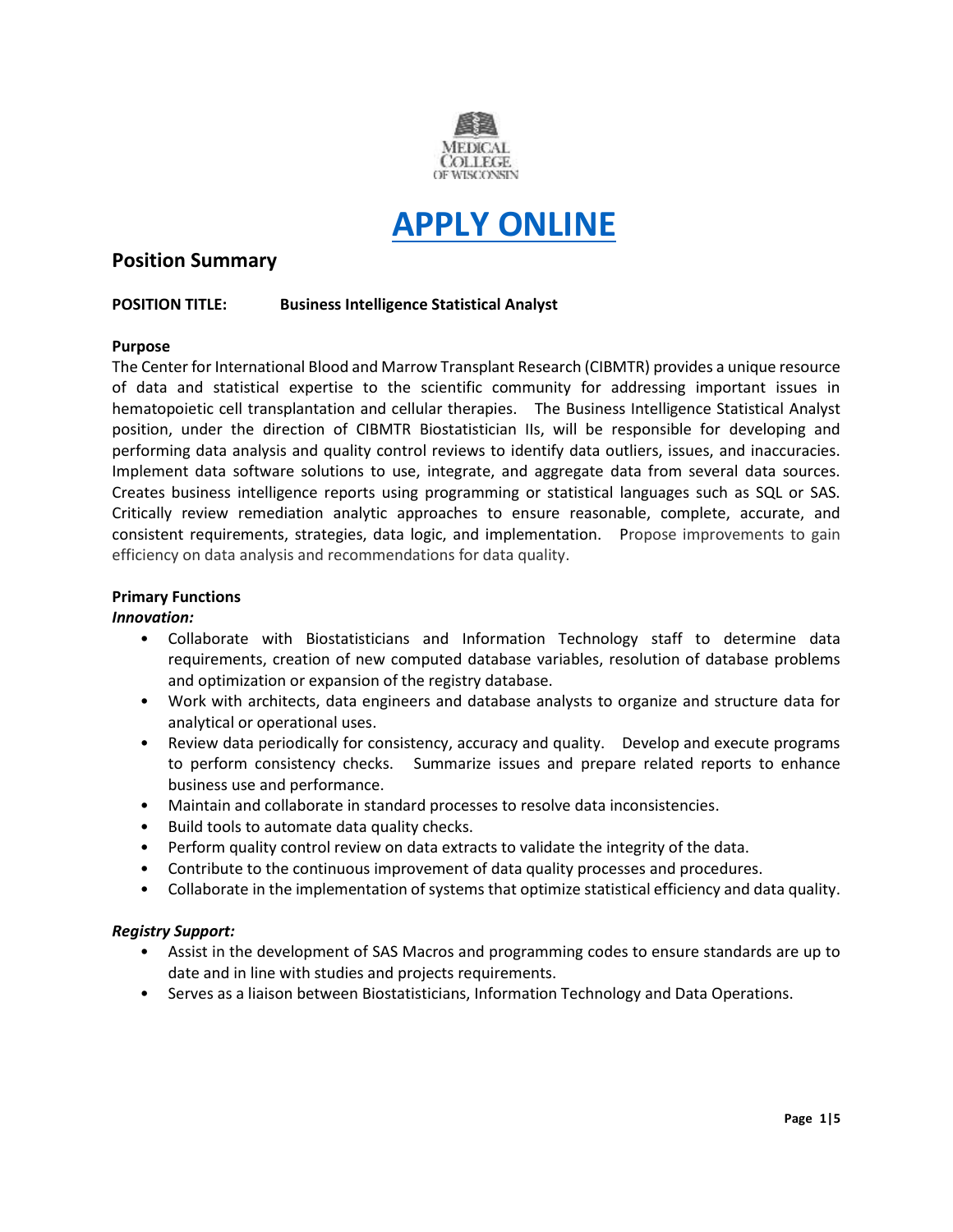# APPLY ONLINE

## Position Summary

**POSITION TITLE:** **Business Intelligence Statistical Analyst**

**Purpose**

The Center for International Blood and Marrow Transplant Research (CIBMTR) provides a unique resource of data and statistical expertise to the scientific community for addressing important issues in hematopoietic cell transplantation and cellular therapies. The Business Intelligence Statistical Analyst position, under the direction of CIBMTR Biostatistician IIs, will be responsible for developing and performing data analysis and quality control reviews to identify data outliers, issues, and inaccuracies. Implement data software solutions to use, integrate, and aggregate data from several data sources. Creates business intelligence reports using programming or statistical languages such as SQL or SAS. Critically review remediation analytic approaches to ensure reasonable, complete, accurate, and consistent requirements, strategies, data logic, and implementation. Propose improvements to gain efficiency on data analysis and recommendations for data quality.

**Primary Functions**

***Innovation:***

- Collaborate with Biostatisticians and Information Technology staff to determine data requirements, creation of new computed database variables, resolution of database problems and optimization or expansion of the registry database.
- Work with architects, data engineers and database analysts to organize and structure data for analytical or operational uses.
- Review data periodically for consistency, accuracy and quality. Develop and execute programs to perform consistency checks. Summarize issues and prepare related reports to enhance business use and performance.
- Maintain and collaborate in standard processes to resolve data inconsistencies.
- Build tools to automate data quality checks.
- Perform quality control review on data extracts to validate the integrity of the data.
- Contribute to the continuous improvement of data quality processes and procedures.
- Collaborate in the implementation of systems that optimize statistical efficiency and data quality.

***Registry Support:***

- Assist in the development of SAS Macros and programming codes to ensure standards are up to date and in line with studies and projects requirements.
- Serves as a liaison between Biostatisticians, Information Technology and Data Operations.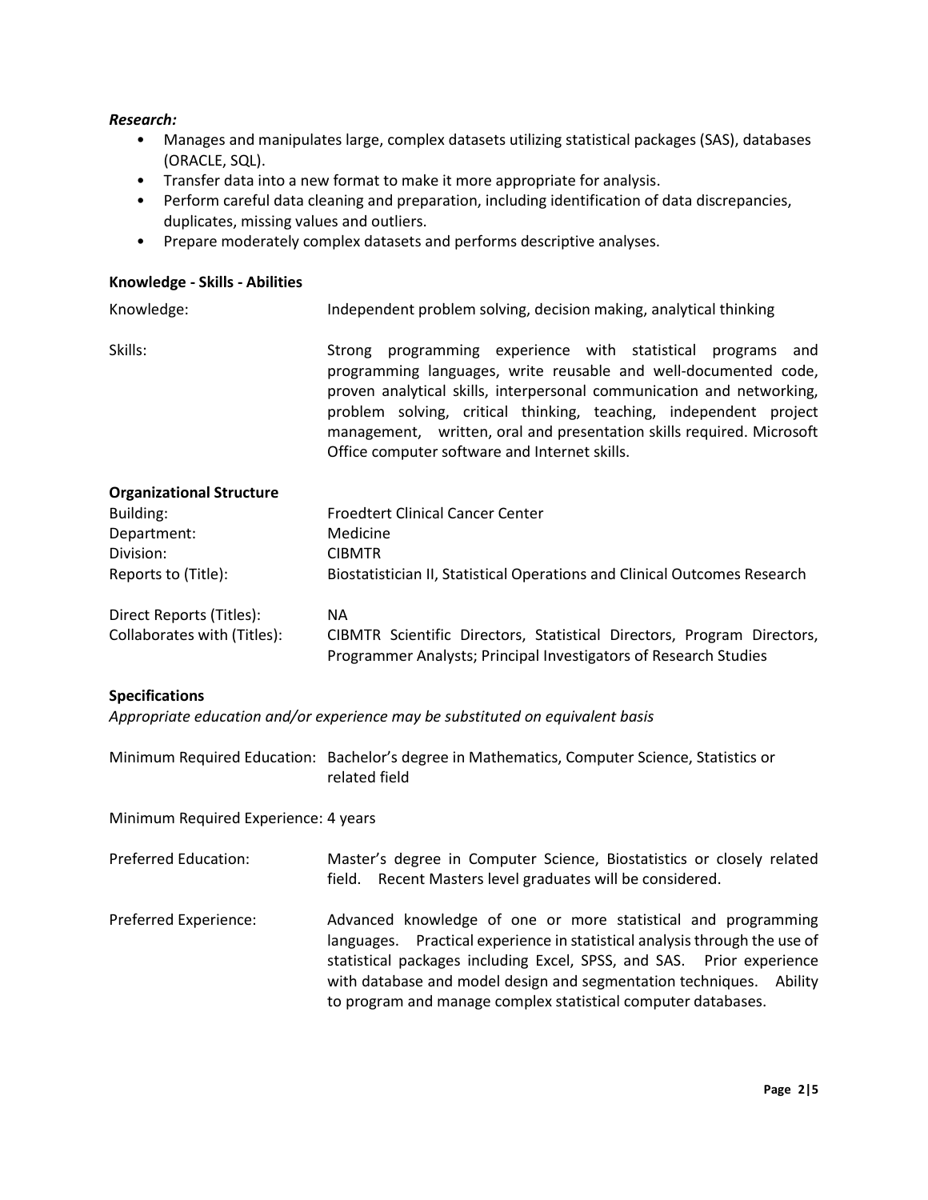***Research:***

- Manages and manipulates large, complex datasets utilizing statistical packages (SAS), databases (ORACLE, SQL).
- Transfer data into a new format to make it more appropriate for analysis.
- Perform careful data cleaning and preparation, including identification of data discrepancies, duplicates, missing values and outliers.
- Prepare moderately complex datasets and performs descriptive analyses.

**Knowledge - Skills - Abilities**

| | |
|---|---|
| Knowledge: | Independent problem solving, decision making, analytical thinking |
| Skills: | Strong programming experience with statistical programs and programming languages, write reusable and well-documented code, proven analytical skills, interpersonal communication and networking, problem solving, critical thinking, teaching, independent project management, written, oral and presentation skills required. Microsoft Office computer software and Internet skills. |

**Organizational Structure**

| | |
|---|---|
| Building: | Froedtert Clinical Cancer Center |
| Department: | Medicine |
| Division: | CIBMTR |
| Reports to (Title): | Biostatistician II, Statistical Operations and Clinical Outcomes Research |
| Direct Reports (Titles): | NA |
| Collaborates with (Titles): | CIBMTR Scientific Directors, Statistical Directors, Program Directors, Programmer Analysts; Principal Investigators of Research Studies |

**Specifications**

*Appropriate education and/or experience may be substituted on equivalent basis*

| | |
|---|---|
| Minimum Required Education: | Bachelor's degree in Mathematics, Computer Science, Statistics or related field |
| Minimum Required Experience: | 4 years |
| Preferred Education: | Master's degree in Computer Science, Biostatistics or closely related field. Recent Masters level graduates will be considered. |
| Preferred Experience: | Advanced knowledge of one or more statistical and programming languages. Practical experience in statistical analysis through the use of statistical packages including Excel, SPSS, and SAS. Prior experience with database and model design and segmentation techniques. Ability to program and manage complex statistical computer databases. |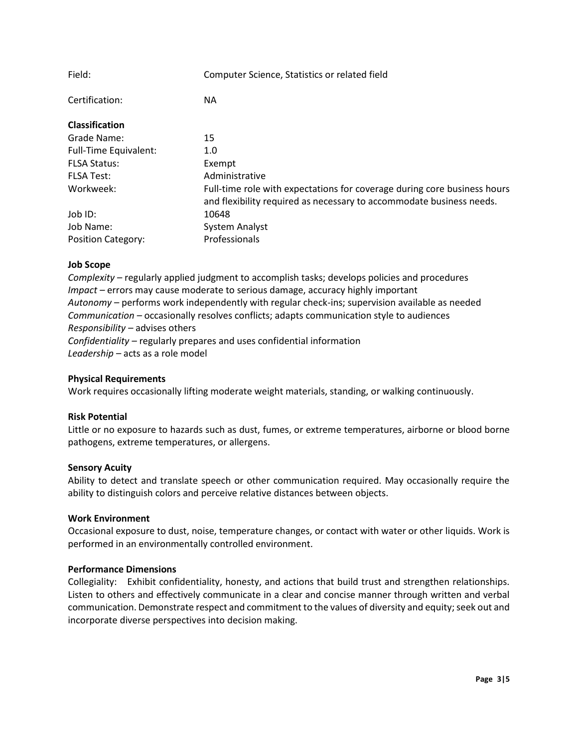| | |
|---|---|
| Field: | Computer Science, Statistics or related field |
| Certification: | NA |

**Classification**

| | |
|---|---|
| Grade Name: | 15 |
| Full-Time Equivalent: | 1.0 |
| FLSA Status: | Exempt |
| FLSA Test: | Administrative |
| Workweek: | Full-time role with expectations for coverage during core business hours and flexibility required as necessary to accommodate business needs. |
| Job ID: | 10648 |
| Job Name: | System Analyst |
| Position Category: | Professionals |

**Job Scope**

*Complexity* – regularly applied judgment to accomplish tasks; develops policies and procedures
*Impact* – errors may cause moderate to serious damage, accuracy highly important
*Autonomy* – performs work independently with regular check-ins; supervision available as needed
*Communication* – occasionally resolves conflicts; adapts communication style to audiences
*Responsibility* – advises others
*Confidentiality* – regularly prepares and uses confidential information
*Leadership* – acts as a role model

**Physical Requirements**

Work requires occasionally lifting moderate weight materials, standing, or walking continuously.

**Risk Potential**

Little or no exposure to hazards such as dust, fumes, or extreme temperatures, airborne or blood borne pathogens, extreme temperatures, or allergens.

**Sensory Acuity**

Ability to detect and translate speech or other communication required. May occasionally require the ability to distinguish colors and perceive relative distances between objects.

**Work Environment**

Occasional exposure to dust, noise, temperature changes, or contact with water or other liquids. Work is performed in an environmentally controlled environment.

**Performance Dimensions**

Collegiality: Exhibit confidentiality, honesty, and actions that build trust and strengthen relationships. Listen to others and effectively communicate in a clear and concise manner through written and verbal communication. Demonstrate respect and commitment to the values of diversity and equity; seek out and incorporate diverse perspectives into decision making.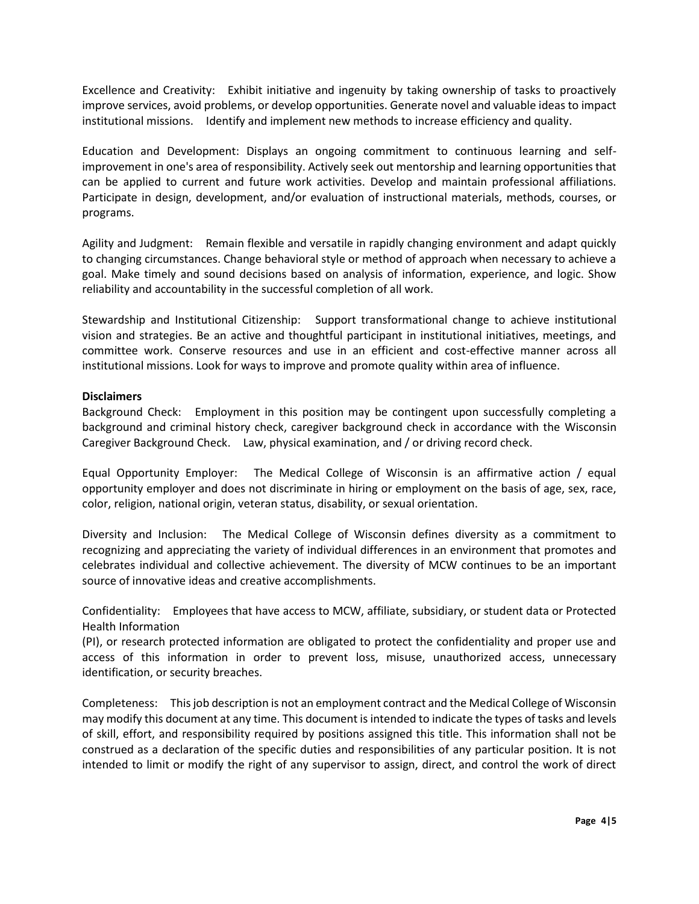Excellence and Creativity: Exhibit initiative and ingenuity by taking ownership of tasks to proactively improve services, avoid problems, or develop opportunities. Generate novel and valuable ideas to impact institutional missions. Identify and implement new methods to increase efficiency and quality.

Education and Development: Displays an ongoing commitment to continuous learning and self-improvement in one's area of responsibility. Actively seek out mentorship and learning opportunities that can be applied to current and future work activities. Develop and maintain professional affiliations. Participate in design, development, and/or evaluation of instructional materials, methods, courses, or programs.

Agility and Judgment: Remain flexible and versatile in rapidly changing environment and adapt quickly to changing circumstances. Change behavioral style or method of approach when necessary to achieve a goal. Make timely and sound decisions based on analysis of information, experience, and logic. Show reliability and accountability in the successful completion of all work.

Stewardship and Institutional Citizenship: Support transformational change to achieve institutional vision and strategies. Be an active and thoughtful participant in institutional initiatives, meetings, and committee work. Conserve resources and use in an efficient and cost-effective manner across all institutional missions. Look for ways to improve and promote quality within area of influence.

**Disclaimers**

Background Check: Employment in this position may be contingent upon successfully completing a background and criminal history check, caregiver background check in accordance with the Wisconsin Caregiver Background Check. Law, physical examination, and / or driving record check.

Equal Opportunity Employer: The Medical College of Wisconsin is an affirmative action / equal opportunity employer and does not discriminate in hiring or employment on the basis of age, sex, race, color, religion, national origin, veteran status, disability, or sexual orientation.

Diversity and Inclusion: The Medical College of Wisconsin defines diversity as a commitment to recognizing and appreciating the variety of individual differences in an environment that promotes and celebrates individual and collective achievement. The diversity of MCW continues to be an important source of innovative ideas and creative accomplishments.

Confidentiality: Employees that have access to MCW, affiliate, subsidiary, or student data or Protected Health Information (PI), or research protected information are obligated to protect the confidentiality and proper use and access of this information in order to prevent loss, misuse, unauthorized access, unnecessary identification, or security breaches.

Completeness: This job description is not an employment contract and the Medical College of Wisconsin may modify this document at any time. This document is intended to indicate the types of tasks and levels of skill, effort, and responsibility required by positions assigned this title. This information shall not be construed as a declaration of the specific duties and responsibilities of any particular position. It is not intended to limit or modify the right of any supervisor to assign, direct, and control the work of direct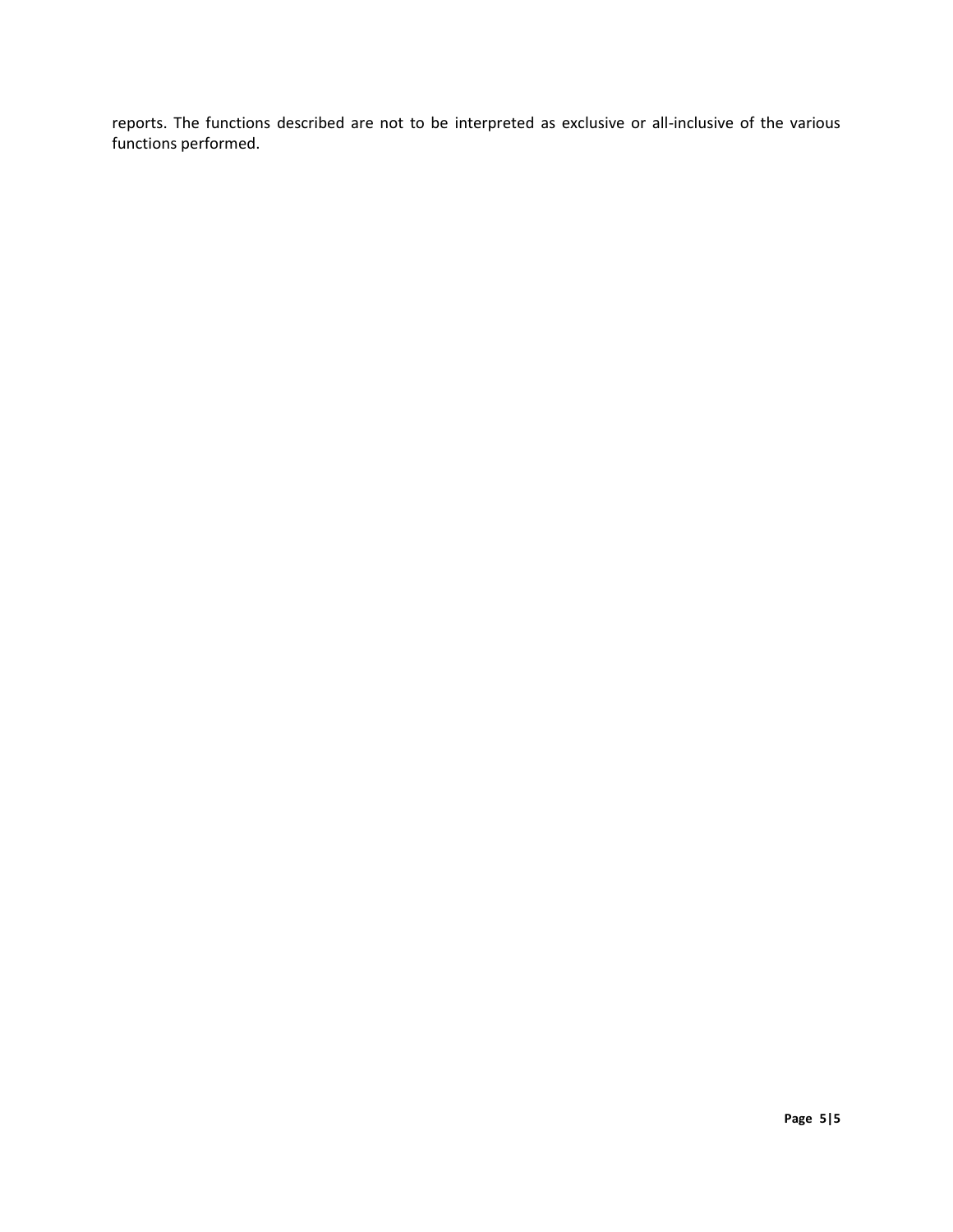reports. The functions described are not to be interpreted as exclusive or all-inclusive of the various functions performed.